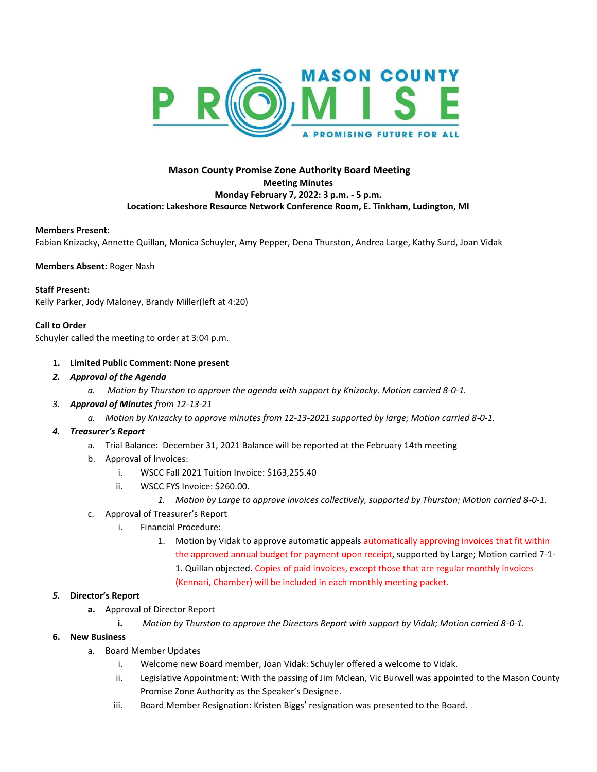MASON COUNTY PROMISE — A PROMISING FUTURE FOR ALL

# Mason County Promise Zone Authority Board Meeting

**Meeting Minutes**
**Monday February 7, 2022: 3 p.m. - 5 p.m.**
**Location: Lakeshore Resource Network Conference Room, E. Tinkham, Ludington, MI**

**Members Present:**
Fabian Knizacky, Annette Quillan, Monica Schuyler, Amy Pepper, Dena Thurston, Andrea Large, Kathy Surd, Joan Vidak

**Members Absent:** Roger Nash

**Staff Present:**
Kelly Parker, Jody Maloney, Brandy Miller(left at 4:20)

**Call to Order**
Schuyler called the meeting to order at 3:04 p.m.

1. **Limited Public Comment: None present**
2. ***Approval of the Agenda***
   a. *Motion by Thurston to approve the agenda with support by Knizacky. Motion carried 8-0-1.*
3. ***Approval of Minutes*** *from 12-13-21*
   a. *Motion by Knizacky to approve minutes from 12-13-2021 supported by large; Motion carried 8-0-1.*
4. ***Treasurer's Report***
   a. Trial Balance: December 31, 2021 Balance will be reported at the February 14th meeting
   b. Approval of Invoices:
      i. WSCC Fall 2021 Tuition Invoice: $163,255.40
      ii. WSCC FYS Invoice: $260.00.
         1. *Motion by Large to approve invoices collectively, supported by Thurston; Motion carried 8-0-1.*
   c. Approval of Treasurer's Report
      i. Financial Procedure:
         1. Motion by Vidak to approve ~~automatic appeals~~ automatically approving invoices that fit within the approved annual budget for payment upon receipt, supported by Large; Motion carried 7-1-1. Quillan objected. Copies of paid invoices, except those that are regular monthly invoices (Kennari, Chamber) will be included in each monthly meeting packet.
5. ***Director's Report***
   **a.** Approval of Director Report
      **i.** *Motion by Thurston to approve the Directors Report with support by Vidak; Motion carried 8-0-1.*
6. **New Business**
   a. Board Member Updates
      i. Welcome new Board member, Joan Vidak: Schuyler offered a welcome to Vidak.
      ii. Legislative Appointment: With the passing of Jim Mclean, Vic Burwell was appointed to the Mason County Promise Zone Authority as the Speaker's Designee.
      iii. Board Member Resignation: Kristen Biggs' resignation was presented to the Board.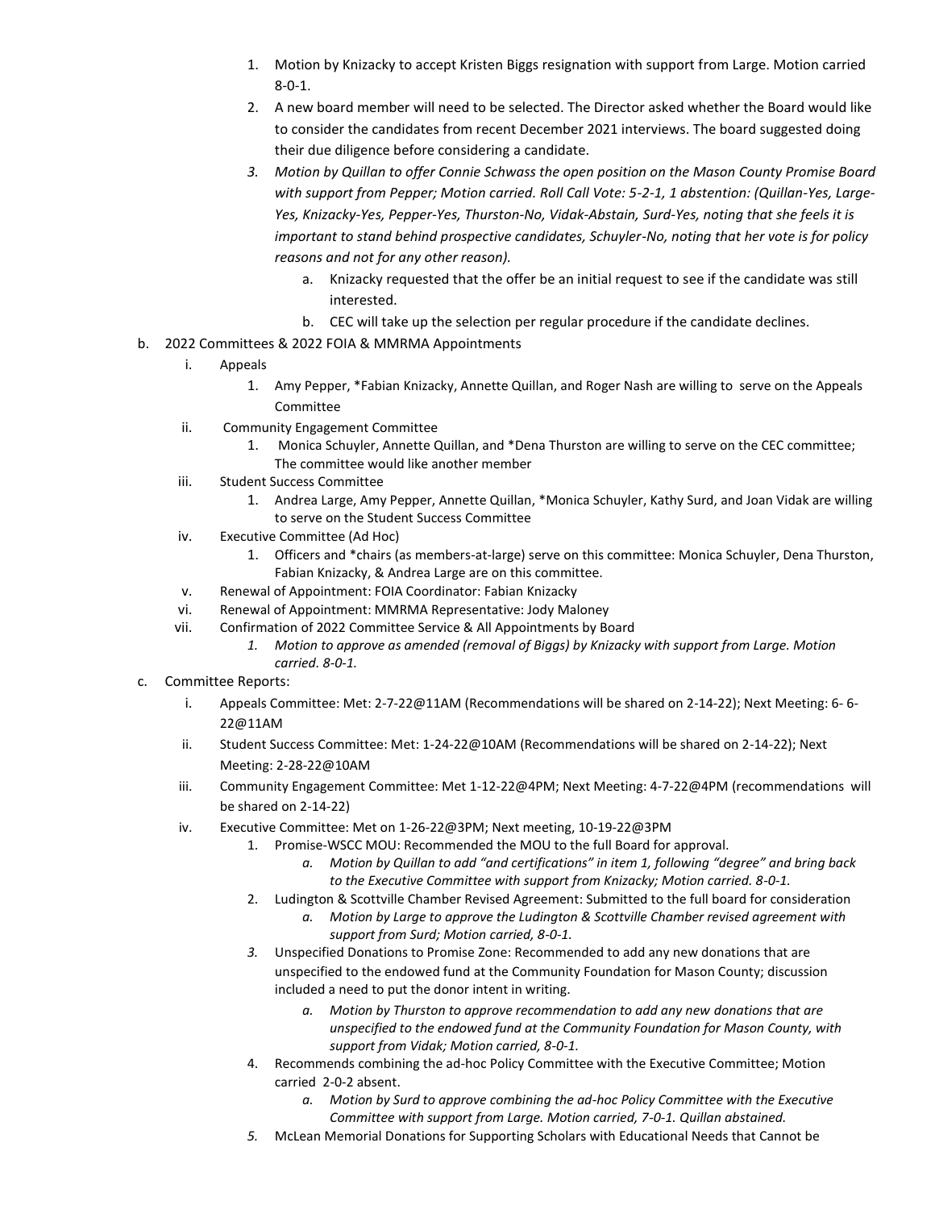1. Motion by Knizacky to accept Kristen Biggs resignation with support from Large. Motion carried 8-0-1.
2. A new board member will need to be selected. The Director asked whether the Board would like to consider the candidates from recent December 2021 interviews. The board suggested doing their due diligence before considering a candidate.
3. *Motion by Quillan to offer Connie Schwass the open position on the Mason County Promise Board with support from Pepper; Motion carried. Roll Call Vote: 5-2-1, 1 abstention: (Quillan-Yes, Large-Yes, Knizacky-Yes, Pepper-Yes, Thurston-No, Vidak-Abstain, Surd-Yes, noting that she feels it is important to stand behind prospective candidates, Schuyler-No, noting that her vote is for policy reasons and not for any other reason).*
    a. Knizacky requested that the offer be an initial request to see if the candidate was still interested.
    b. CEC will take up the selection per regular procedure if the candidate declines.

b. 2022 Committees & 2022 FOIA & MMRMA Appointments
  i. Appeals
    1. Amy Pepper, *Fabian Knizacky, Annette Quillan, and Roger Nash are willing to serve on the Appeals Committee
  ii. Community Engagement Committee
    1. Monica Schuyler, Annette Quillan, and *Dena Thurston are willing to serve on the CEC committee; The committee would like another member
  iii. Student Success Committee
    1. Andrea Large, Amy Pepper, Annette Quillan, *Monica Schuyler, Kathy Surd, and Joan Vidak are willing to serve on the Student Success Committee
  iv. Executive Committee (Ad Hoc)
    1. Officers and *chairs (as members-at-large) serve on this committee: Monica Schuyler, Dena Thurston, Fabian Knizacky, & Andrea Large are on this committee.
  v. Renewal of Appointment: FOIA Coordinator: Fabian Knizacky
  vi. Renewal of Appointment: MMRMA Representative: Jody Maloney
  vii. Confirmation of 2022 Committee Service & All Appointments by Board
    1. *Motion to approve as amended (removal of Biggs) by Knizacky with support from Large. Motion carried. 8-0-1.*

c. Committee Reports:
  i. Appeals Committee: Met: 2-7-22@11AM (Recommendations will be shared on 2-14-22); Next Meeting: 6- 6-22@11AM
  ii. Student Success Committee: Met: 1-24-22@10AM (Recommendations will be shared on 2-14-22); Next Meeting: 2-28-22@10AM
  iii. Community Engagement Committee: Met 1-12-22@4PM; Next Meeting: 4-7-22@4PM (recommendations will be shared on 2-14-22)
  iv. Executive Committee: Met on 1-26-22@3PM; Next meeting, 10-19-22@3PM
    1. Promise-WSCC MOU: Recommended the MOU to the full Board for approval.
        a. *Motion by Quillan to add "and certifications" in item 1, following "degree" and bring back to the Executive Committee with support from Knizacky; Motion carried. 8-0-1.*
    2. Ludington & Scottville Chamber Revised Agreement: Submitted to the full board for consideration
        a. *Motion by Large to approve the Ludington & Scottville Chamber revised agreement with support from Surd; Motion carried, 8-0-1.*
    3. Unspecified Donations to Promise Zone: Recommended to add any new donations that are unspecified to the endowed fund at the Community Foundation for Mason County; discussion included a need to put the donor intent in writing.
        a. *Motion by Thurston to approve recommendation to add any new donations that are unspecified to the endowed fund at the Community Foundation for Mason County, with support from Vidak; Motion carried, 8-0-1.*
    4. Recommends combining the ad-hoc Policy Committee with the Executive Committee; Motion carried 2-0-2 absent.
        a. *Motion by Surd to approve combining the ad-hoc Policy Committee with the Executive Committee with support from Large. Motion carried, 7-0-1. Quillan abstained.*
    5. McLean Memorial Donations for Supporting Scholars with Educational Needs that Cannot be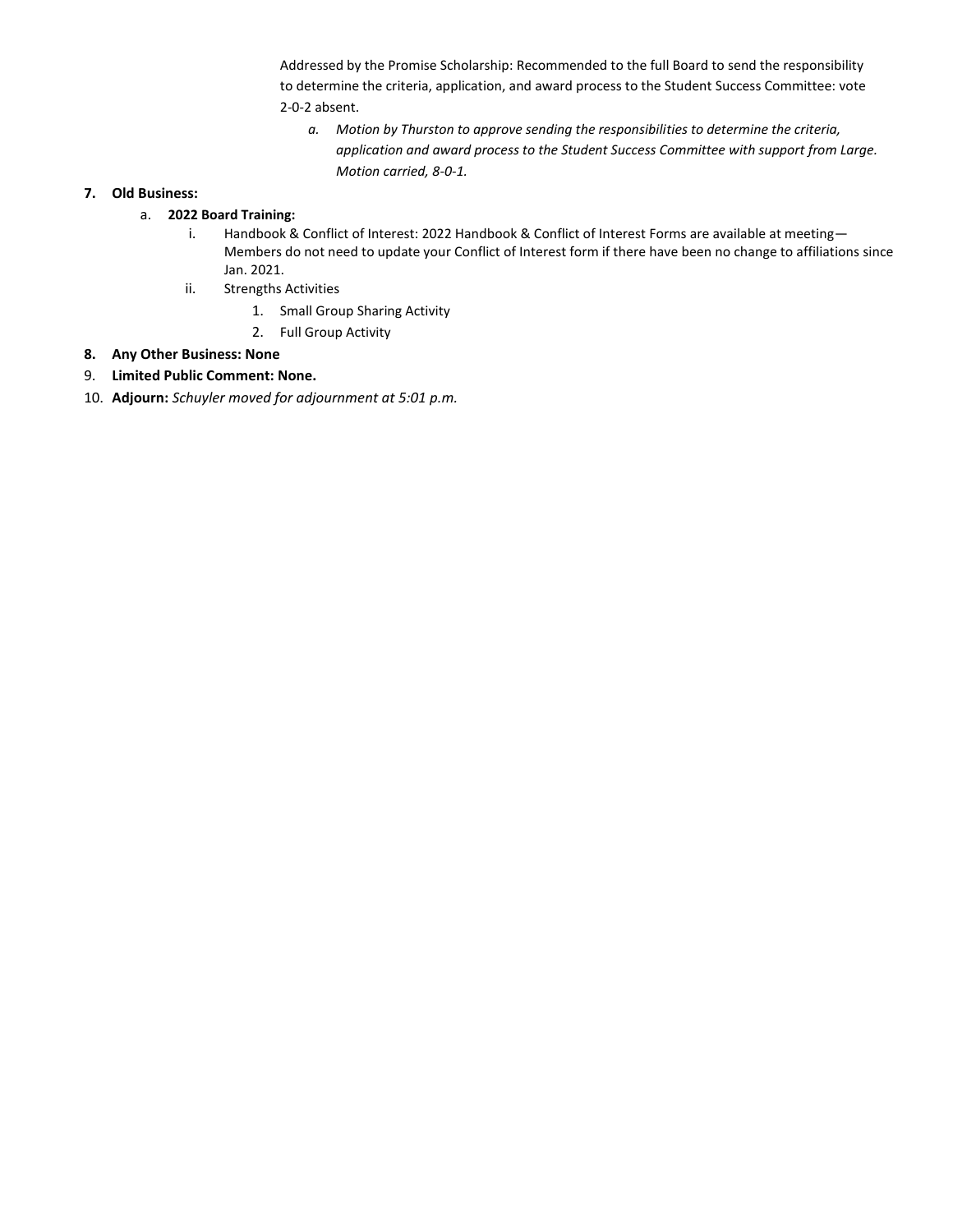Addressed by the Promise Scholarship: Recommended to the full Board to send the responsibility to determine the criteria, application, and award process to the Student Success Committee: vote 2-0-2 absent.

a. *Motion by Thurston to approve sending the responsibilities to determine the criteria, application and award process to the Student Success Committee with support from Large. Motion carried, 8-0-1.*

7. **Old Business:**
    a. **2022 Board Training:**
        i. Handbook & Conflict of Interest: 2022 Handbook & Conflict of Interest Forms are available at meeting—Members do not need to update your Conflict of Interest form if there have been no change to affiliations since Jan. 2021.
        ii. Strengths Activities
            1. Small Group Sharing Activity
            2. Full Group Activity
8. **Any Other Business: None**
9. **Limited Public Comment: None.**
10. **Adjourn:** *Schuyler moved for adjournment at 5:01 p.m.*